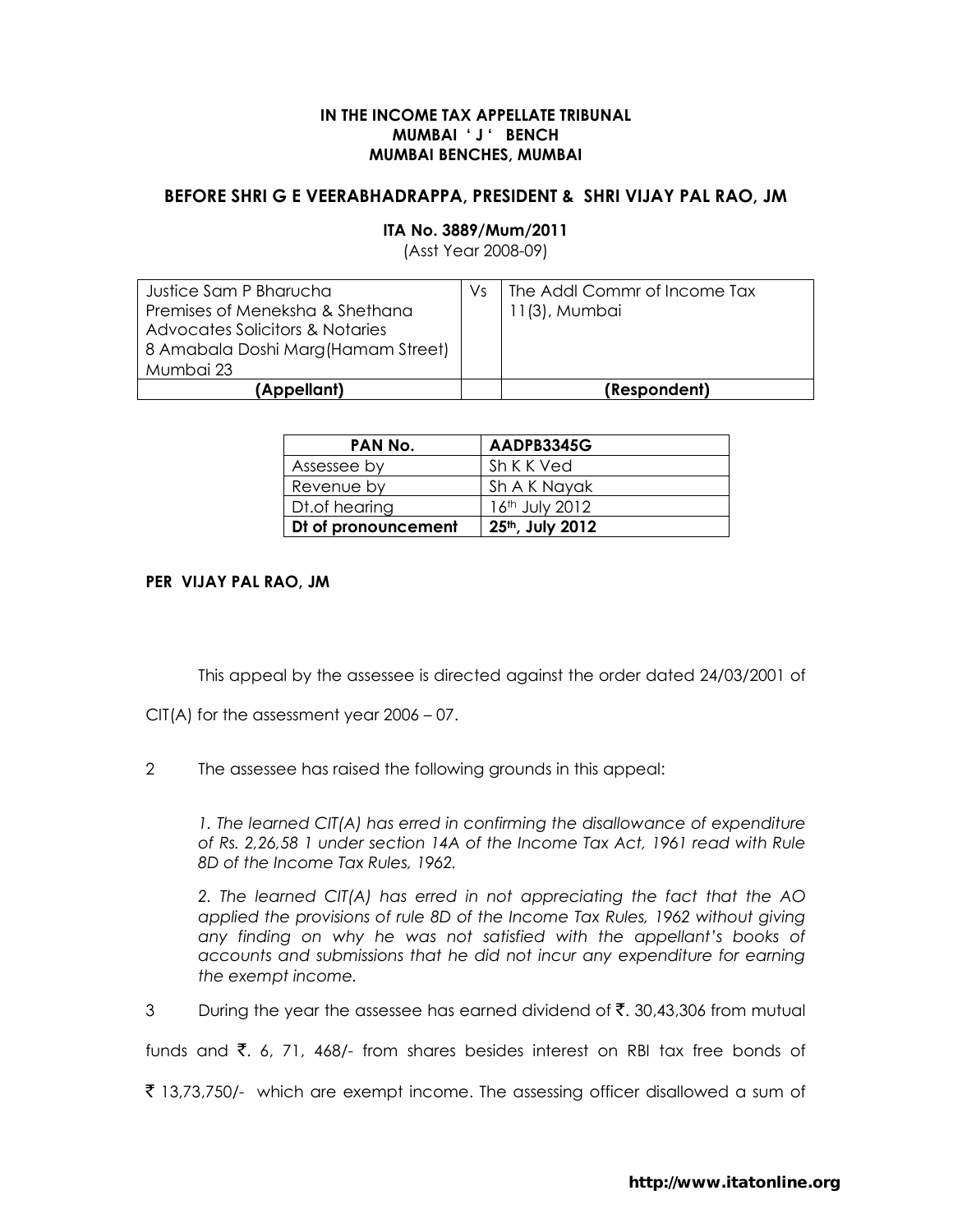**IN THE INCOME TAX APPELLATE TRIBUNAL**
**MUMBAI ' J ' BENCH**
**MUMBAI BENCHES, MUMBAI**

**BEFORE SHRI G E VEERABHADRAPPA, PRESIDENT & SHRI VIJAY PAL RAO, JM**

**ITA No. 3889/Mum/2011**
(Asst Year 2008-09)

| Justice Sam P Bharucha<br>Premises of Meneksha & Shethana<br>Advocates Solicitors & Notaries<br>8 Amabala Doshi Marg(Hamam Street)<br>Mumbai 23 | Vs | The Addl Commr of Income Tax<br>11(3), Mumbai |
|---|---|---|
| **(Appellant)** | | **(Respondent)** |

| **PAN No.** | **AADPB3345G** |
|---|---|
| Assessee by | Sh K K Ved |
| Revenue by | Sh A K Nayak |
| Dt.of hearing | 16th July 2012 |
| **Dt of pronouncement** | **25th, July 2012** |

**PER VIJAY PAL RAO, JM**

This appeal by the assessee is directed against the order dated 24/03/2001 of CIT(A) for the assessment year 2006 – 07.

2 The assessee has raised the following grounds in this appeal:

> *1. The learned CIT(A) has erred in confirming the disallowance of expenditure of Rs. 2,26,58 1 under section 14A of the Income Tax Act, 1961 read with Rule 8D of the Income Tax Rules, 1962.*
>
> *2. The learned CIT(A) has erred in not appreciating the fact that the AO applied the provisions of rule 8D of the Income Tax Rules, 1962 without giving any finding on why he was not satisfied with the appellant's books of accounts and submissions that he did not incur any expenditure for earning the exempt income.*

3 During the year the assessee has earned dividend of ₹. 30,43,306 from mutual funds and ₹. 6, 71, 468/- from shares besides interest on RBI tax free bonds of ₹ 13,73,750/- which are exempt income. The assessing officer disallowed a sum of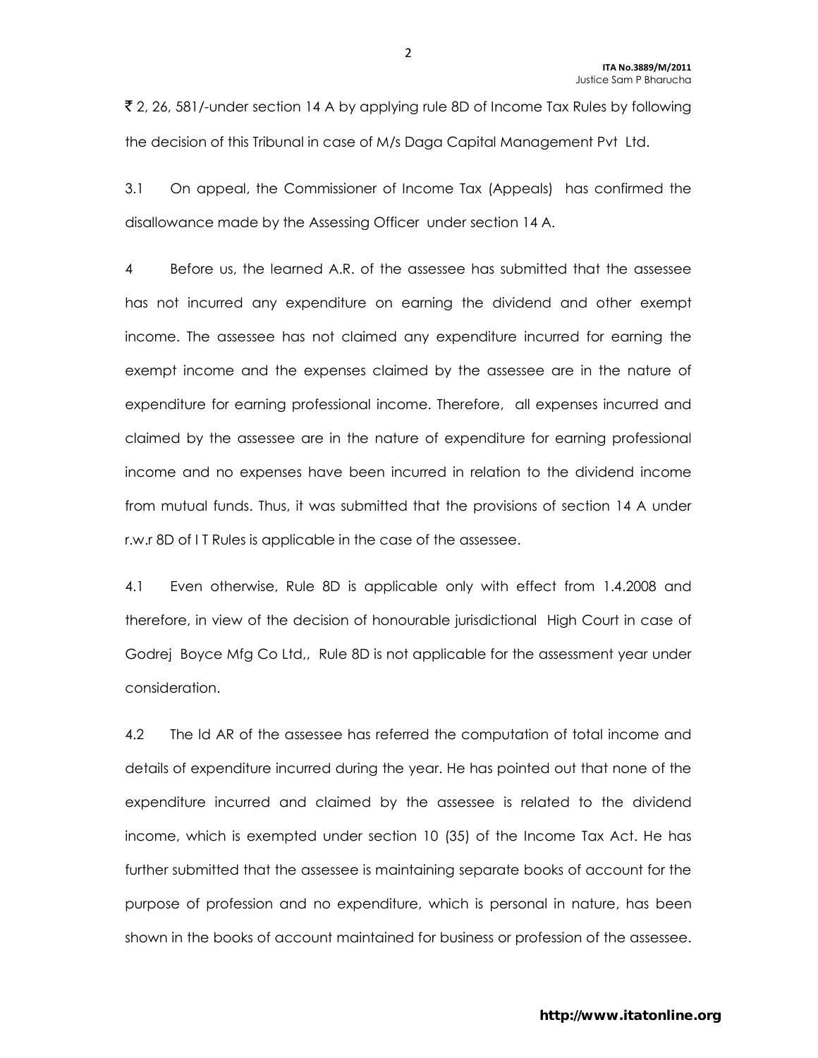₹ 2, 26, 581/-under section 14 A by applying rule 8D of Income Tax Rules by following the decision of this Tribunal in case of M/s Daga Capital Management Pvt Ltd.

3.1 On appeal, the Commissioner of Income Tax (Appeals) has confirmed the disallowance made by the Assessing Officer under section 14 A.

4 Before us, the learned A.R. of the assessee has submitted that the assessee has not incurred any expenditure on earning the dividend and other exempt income. The assessee has not claimed any expenditure incurred for earning the exempt income and the expenses claimed by the assessee are in the nature of expenditure for earning professional income. Therefore, all expenses incurred and claimed by the assessee are in the nature of expenditure for earning professional income and no expenses have been incurred in relation to the dividend income from mutual funds. Thus, it was submitted that the provisions of section 14 A under r.w.r 8D of I T Rules is applicable in the case of the assessee.

4.1 Even otherwise, Rule 8D is applicable only with effect from 1.4.2008 and therefore, in view of the decision of honourable jurisdictional High Court in case of Godrej Boyce Mfg Co Ltd,, Rule 8D is not applicable for the assessment year under consideration.

4.2 The ld AR of the assessee has referred the computation of total income and details of expenditure incurred during the year. He has pointed out that none of the expenditure incurred and claimed by the assessee is related to the dividend income, which is exempted under section 10 (35) of the Income Tax Act. He has further submitted that the assessee is maintaining separate books of account for the purpose of profession and no expenditure, which is personal in nature, has been shown in the books of account maintained for business or profession of the assessee.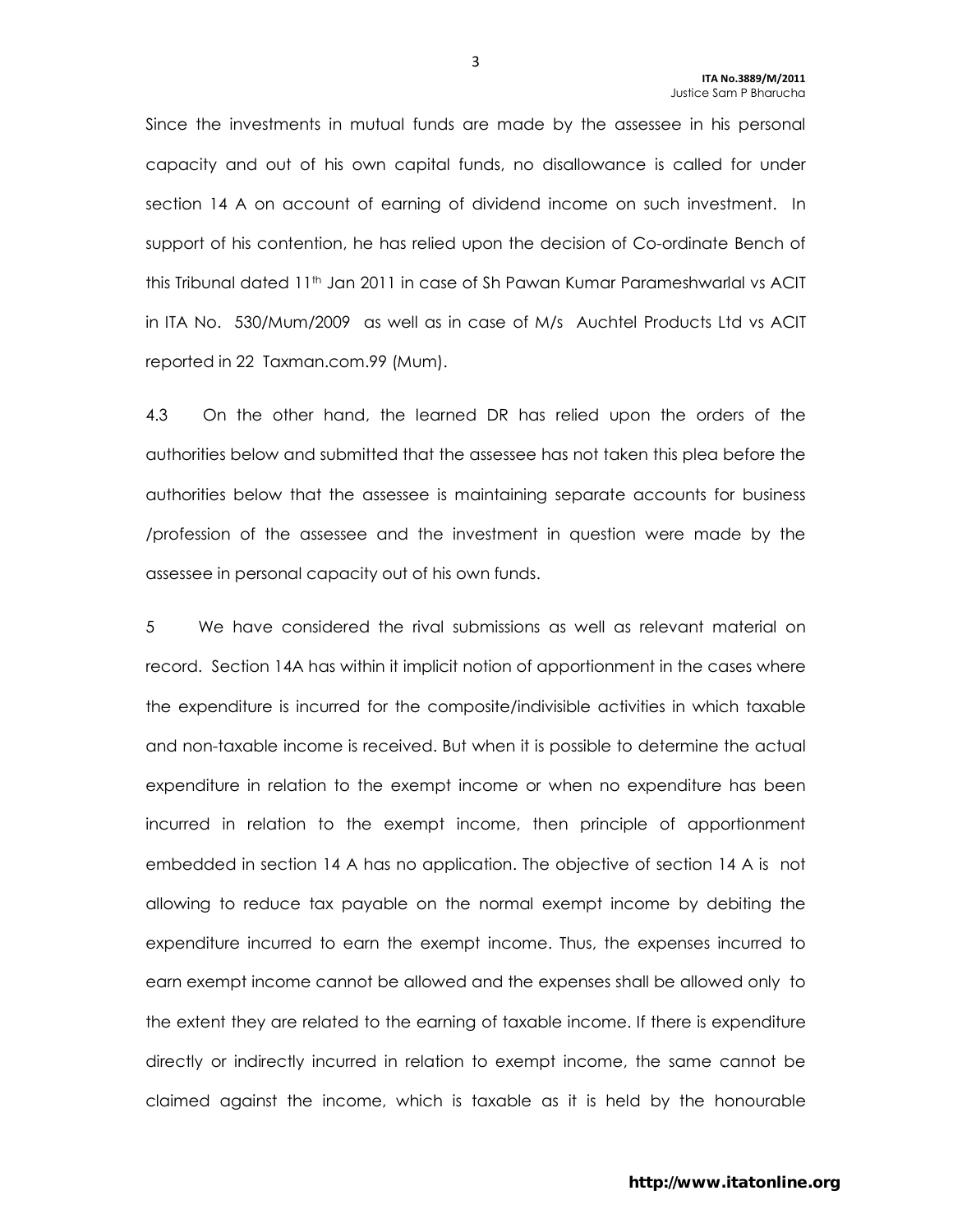Since the investments in mutual funds are made by the assessee in his personal capacity and out of his own capital funds, no disallowance is called for under section 14 A on account of earning of dividend income on such investment. In support of his contention, he has relied upon the decision of Co-ordinate Bench of this Tribunal dated 11th Jan 2011 in case of Sh Pawan Kumar Parameshwarlal vs ACIT in ITA No. 530/Mum/2009 as well as in case of M/s Auchtel Products Ltd vs ACIT reported in 22 Taxman.com.99 (Mum).

4.3 On the other hand, the learned DR has relied upon the orders of the authorities below and submitted that the assessee has not taken this plea before the authorities below that the assessee is maintaining separate accounts for business /profession of the assessee and the investment in question were made by the assessee in personal capacity out of his own funds.

5 We have considered the rival submissions as well as relevant material on record. Section 14A has within it implicit notion of apportionment in the cases where the expenditure is incurred for the composite/indivisible activities in which taxable and non-taxable income is received. But when it is possible to determine the actual expenditure in relation to the exempt income or when no expenditure has been incurred in relation to the exempt income, then principle of apportionment embedded in section 14 A has no application. The objective of section 14 A is not allowing to reduce tax payable on the normal exempt income by debiting the expenditure incurred to earn the exempt income. Thus, the expenses incurred to earn exempt income cannot be allowed and the expenses shall be allowed only to the extent they are related to the earning of taxable income. If there is expenditure directly or indirectly incurred in relation to exempt income, the same cannot be claimed against the income, which is taxable as it is held by the honourable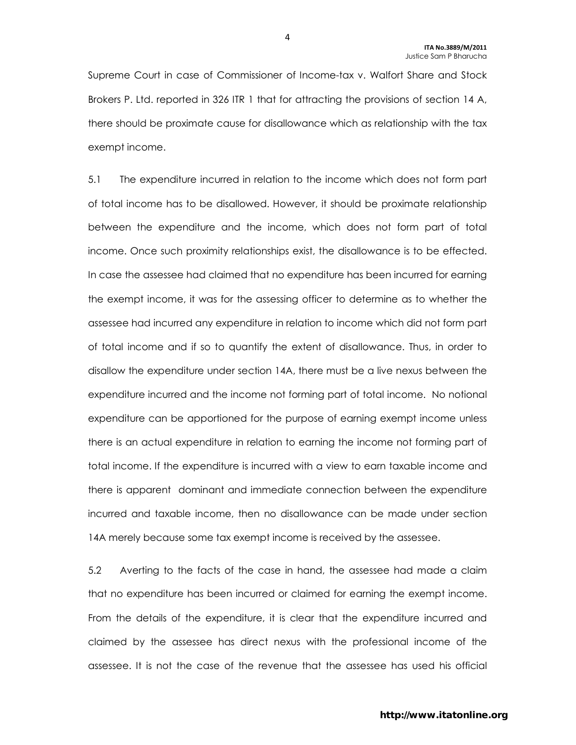Supreme Court in case of Commissioner of Income-tax v. Walfort Share and Stock Brokers P. Ltd. reported in 326 ITR 1 that for attracting the provisions of section 14 A, there should be proximate cause for disallowance which as relationship with the tax exempt income.

5.1 The expenditure incurred in relation to the income which does not form part of total income has to be disallowed. However, it should be proximate relationship between the expenditure and the income, which does not form part of total income. Once such proximity relationships exist, the disallowance is to be effected. In case the assessee had claimed that no expenditure has been incurred for earning the exempt income, it was for the assessing officer to determine as to whether the assessee had incurred any expenditure in relation to income which did not form part of total income and if so to quantify the extent of disallowance. Thus, in order to disallow the expenditure under section 14A, there must be a live nexus between the expenditure incurred and the income not forming part of total income. No notional expenditure can be apportioned for the purpose of earning exempt income unless there is an actual expenditure in relation to earning the income not forming part of total income. If the expenditure is incurred with a view to earn taxable income and there is apparent dominant and immediate connection between the expenditure incurred and taxable income, then no disallowance can be made under section 14A merely because some tax exempt income is received by the assessee.

5.2 Averting to the facts of the case in hand, the assessee had made a claim that no expenditure has been incurred or claimed for earning the exempt income. From the details of the expenditure, it is clear that the expenditure incurred and claimed by the assessee has direct nexus with the professional income of the assessee. It is not the case of the revenue that the assessee has used his official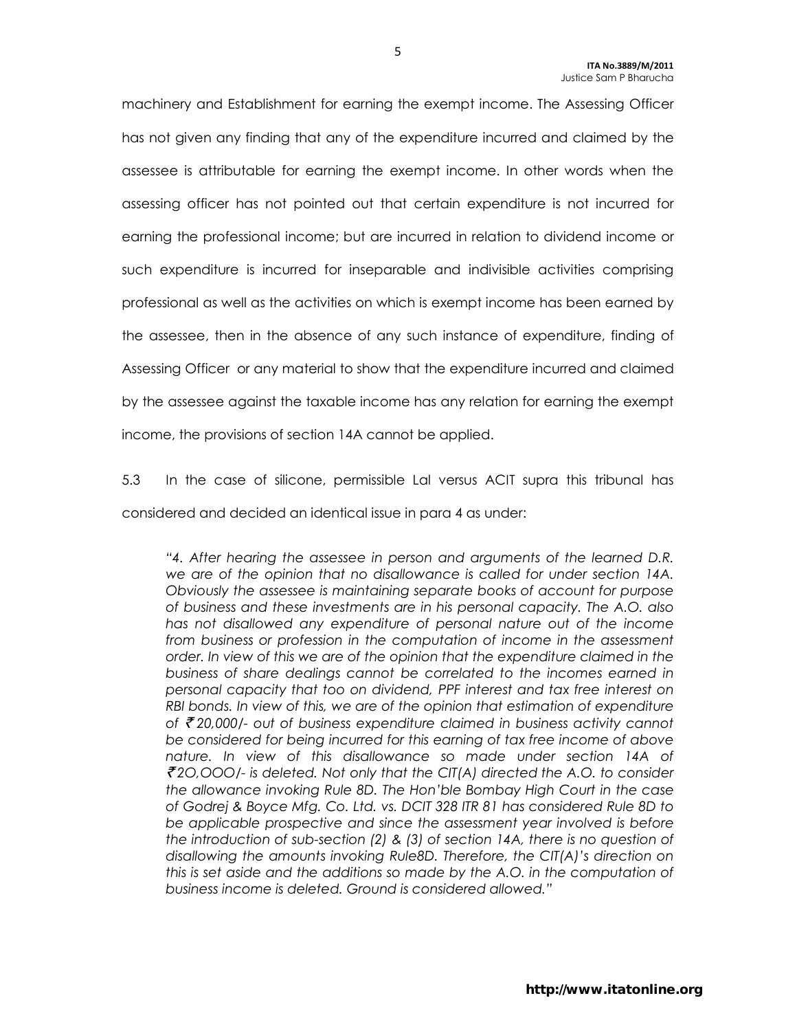machinery and Establishment for earning the exempt income. The Assessing Officer has not given any finding that any of the expenditure incurred and claimed by the assessee is attributable for earning the exempt income. In other words when the assessing officer has not pointed out that certain expenditure is not incurred for earning the professional income; but are incurred in relation to dividend income or such expenditure is incurred for inseparable and indivisible activities comprising professional as well as the activities on which is exempt income has been earned by the assessee, then in the absence of any such instance of expenditure, finding of Assessing Officer or any material to show that the expenditure incurred and claimed by the assessee against the taxable income has any relation for earning the exempt income, the provisions of section 14A cannot be applied.

5.3 In the case of silicone, permissible Lal versus ACIT supra this tribunal has considered and decided an identical issue in para 4 as under:

> *"4. After hearing the assessee in person and arguments of the learned D.R. we are of the opinion that no disallowance is called for under section 14A. Obviously the assessee is maintaining separate books of account for purpose of business and these investments are in his personal capacity. The A.O. also has not disallowed any expenditure of personal nature out of the income from business or profession in the computation of income in the assessment order. In view of this we are of the opinion that the expenditure claimed in the business of share dealings cannot be correlated to the incomes earned in personal capacity that too on dividend, PPF interest and tax free interest on RBI bonds. In view of this, we are of the opinion that estimation of expenditure of ₹20,000/- out of business expenditure claimed in business activity cannot be considered for being incurred for this earning of tax free income of above nature. In view of this disallowance so made under section 14A of ₹2O,OOO/- is deleted. Not only that the CIT(A) directed the A.O. to consider the allowance invoking Rule 8D. The Hon'ble Bombay High Court in the case of Godrej & Boyce Mfg. Co. Ltd. vs. DCIT 328 ITR 81 has considered Rule 8D to be applicable prospective and since the assessment year involved is before the introduction of sub-section (2) & (3) of section 14A, there is no question of disallowing the amounts invoking Rule8D. Therefore, the CIT(A)'s direction on this is set aside and the additions so made by the A.O. in the computation of business income is deleted. Ground is considered allowed."*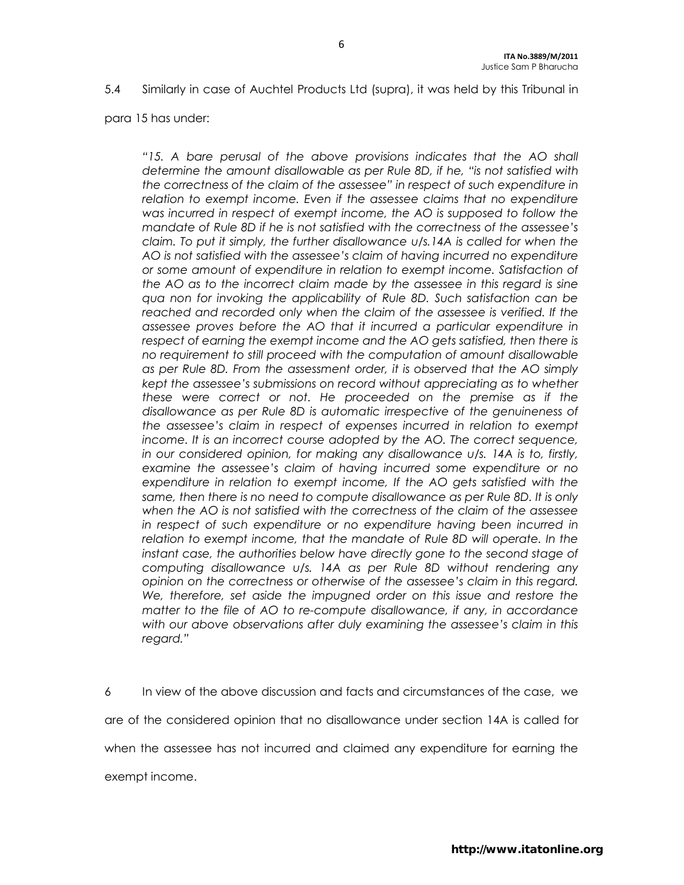5.4 Similarly in case of Auchtel Products Ltd (supra), it was held by this Tribunal in para 15 has under:

> *"15. A bare perusal of the above provisions indicates that the AO shall determine the amount disallowable as per Rule 8D, if he, "is not satisfied with the correctness of the claim of the assessee" in respect of such expenditure in relation to exempt income. Even if the assessee claims that no expenditure was incurred in respect of exempt income, the AO is supposed to follow the mandate of Rule 8D if he is not satisfied with the correctness of the assessee's claim. To put it simply, the further disallowance u/s.14A is called for when the AO is not satisfied with the assessee's claim of having incurred no expenditure or some amount of expenditure in relation to exempt income. Satisfaction of the AO as to the incorrect claim made by the assessee in this regard is sine qua non for invoking the applicability of Rule 8D. Such satisfaction can be reached and recorded only when the claim of the assessee is verified. If the assessee proves before the AO that it incurred a particular expenditure in respect of earning the exempt income and the AO gets satisfied, then there is no requirement to still proceed with the computation of amount disallowable as per Rule 8D. From the assessment order, it is observed that the AO simply kept the assessee's submissions on record without appreciating as to whether these were correct or not. He proceeded on the premise as if the disallowance as per Rule 8D is automatic irrespective of the genuineness of the assessee's claim in respect of expenses incurred in relation to exempt income. It is an incorrect course adopted by the AO. The correct sequence, in our considered opinion, for making any disallowance u/s. 14A is to, firstly, examine the assessee's claim of having incurred some expenditure or no expenditure in relation to exempt income, If the AO gets satisfied with the same, then there is no need to compute disallowance as per Rule 8D. It is only when the AO is not satisfied with the correctness of the claim of the assessee in respect of such expenditure or no expenditure having been incurred in relation to exempt income, that the mandate of Rule 8D will operate. In the instant case, the authorities below have directly gone to the second stage of computing disallowance u/s. 14A as per Rule 8D without rendering any opinion on the correctness or otherwise of the assessee's claim in this regard. We, therefore, set aside the impugned order on this issue and restore the matter to the file of AO to re-compute disallowance, if any, in accordance with our above observations after duly examining the assessee's claim in this regard."*

6 In view of the above discussion and facts and circumstances of the case, we are of the considered opinion that no disallowance under section 14A is called for when the assessee has not incurred and claimed any expenditure for earning the exempt income.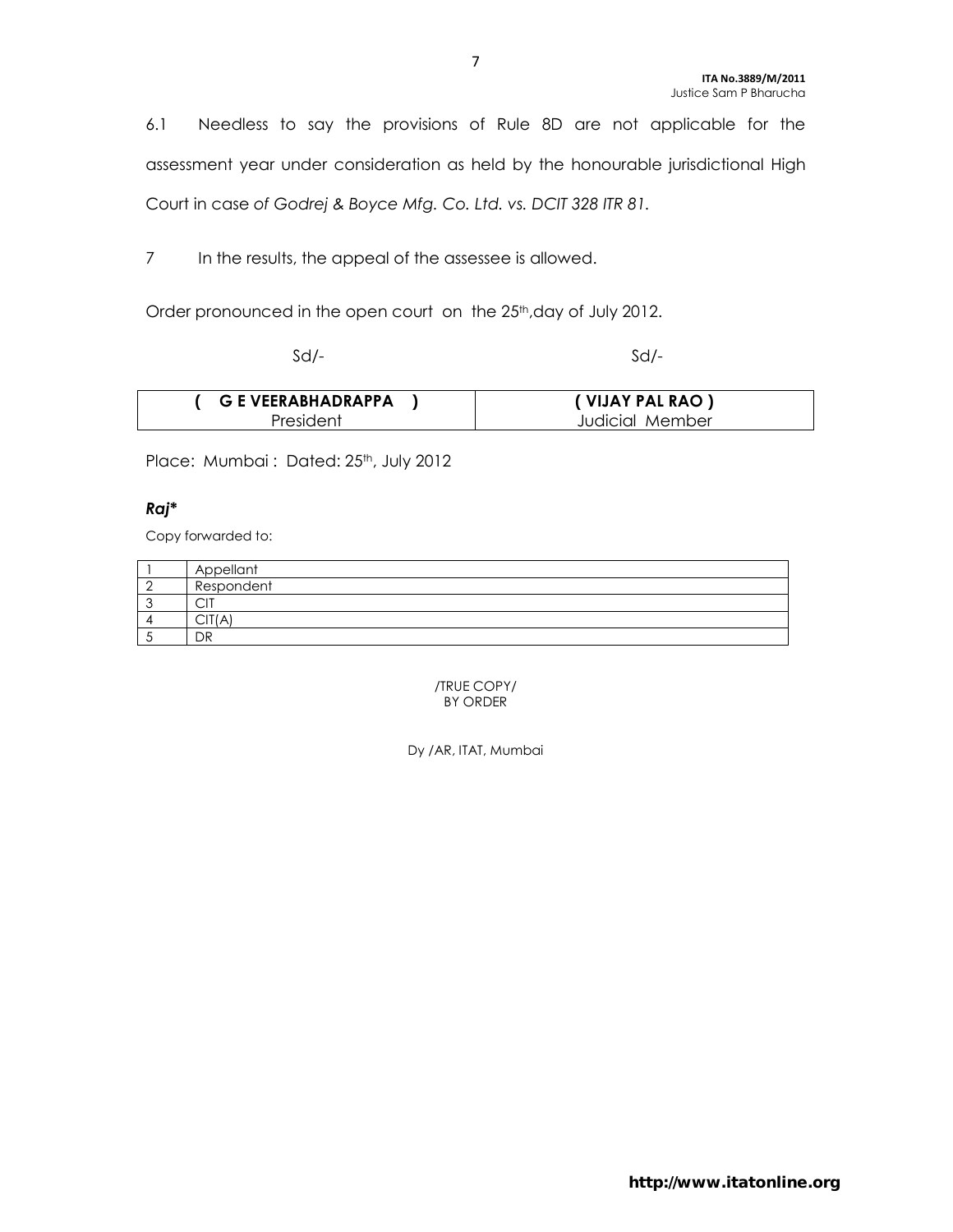6.1 Needless to say the provisions of Rule 8D are not applicable for the assessment year under consideration as held by the honourable jurisdictional High Court in case *of Godrej & Boyce Mfg. Co. Ltd. vs. DCIT 328 ITR 81.*

7 In the results, the appeal of the assessee is allowed.

Order pronounced in the open court on the 25th, day of July 2012.

Sd/- Sd/-

| | |
|---|---|
| **( G E VEERABHADRAPPA )**<br>President | **( VIJAY PAL RAO )**<br>Judicial Member |

Place: Mumbai : Dated: 25th, July 2012

***Raj****

Copy forwarded to:

| | |
|---|---|
| 1 | Appellant |
| 2 | Respondent |
| 3 | CIT |
| 4 | CIT(A) |
| 5 | DR |

/TRUE COPY/
BY ORDER

Dy /AR, ITAT, Mumbai